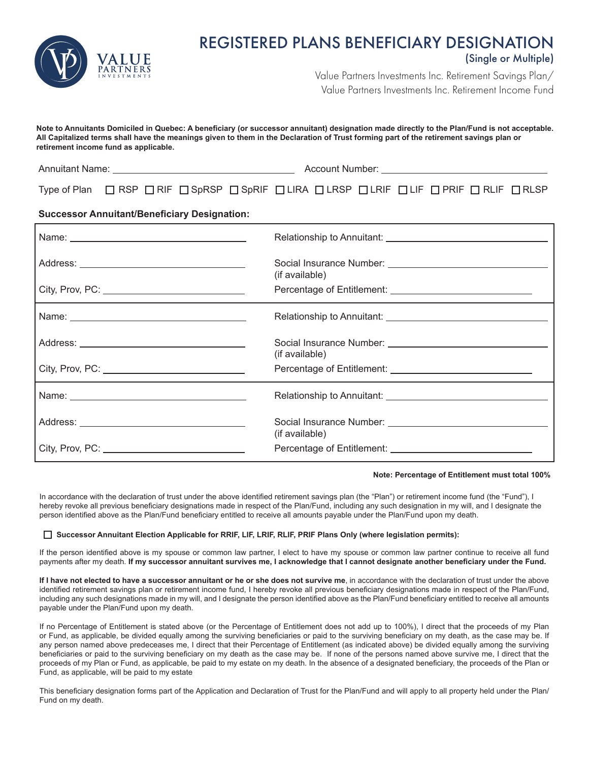VALUE PARTNERS INVESTMENTS

# REGISTERED PLANS BENEFICIARY DESIGNATION

(Single or Multiple)

Value Partners Investments Inc. Retirement Savings Plan/
Value Partners Investments Inc. Retirement Income Fund

**Note to Annuitants Domiciled in Quebec: A beneficiary (or successor annuitant) designation made directly to the Plan/Fund is not acceptable. All Capitalized terms shall have the meanings given to them in the Declaration of Trust forming part of the retirement savings plan or retirement income fund as applicable.**

Annuitant Name: ______________________ Account Number: ______________________

Type of Plan ☐ RSP ☐ RIF ☐ SpRSP ☐ SpRIF ☐ LIRA ☐ LRSP ☐ LRIF ☐ LIF ☐ PRIF ☐ RLIF ☐ RLSP

**Successor Annuitant/Beneficiary Designation:**

| | |
|---|---|
| Name: ______________________ | Relationship to Annuitant: ______________________ |
| Address: ______________________ | Social Insurance Number: ______________________ (if available) |
| City, Prov, PC: ______________________ | Percentage of Entitlement: ______________________ |
| Name: ______________________ | Relationship to Annuitant: ______________________ |
| Address: ______________________ | Social Insurance Number: ______________________ (if available) |
| City, Prov, PC: ______________________ | Percentage of Entitlement: ______________________ |
| Name: ______________________ | Relationship to Annuitant: ______________________ |
| Address: ______________________ | Social Insurance Number: ______________________ (if available) |
| City, Prov, PC: ______________________ | Percentage of Entitlement: ______________________ |

**Note: Percentage of Entitlement must total 100%**

In accordance with the declaration of trust under the above identified retirement savings plan (the "Plan") or retirement income fund (the "Fund"), I hereby revoke all previous beneficiary designations made in respect of the Plan/Fund, including any such designation in my will, and I designate the person identified above as the Plan/Fund beneficiary entitled to receive all amounts payable under the Plan/Fund upon my death.

☐ **Successor Annuitant Election Applicable for RRIF, LIF, LRIF, RLIF, PRIF Plans Only (where legislation permits):**

If the person identified above is my spouse or common law partner, I elect to have my spouse or common law partner continue to receive all fund payments after my death. **If my successor annuitant survives me, I acknowledge that I cannot designate another beneficiary under the Fund.**

**If I have not elected to have a successor annuitant or he or she does not survive me**, in accordance with the declaration of trust under the above identified retirement savings plan or retirement income fund, I hereby revoke all previous beneficiary designations made in respect of the Plan/Fund, including any such designations made in my will, and I designate the person identified above as the Plan/Fund beneficiary entitled to receive all amounts payable under the Plan/Fund upon my death.

If no Percentage of Entitlement is stated above (or the Percentage of Entitlement does not add up to 100%), I direct that the proceeds of my Plan or Fund, as applicable, be divided equally among the surviving beneficiaries or paid to the surviving beneficiary on my death, as the case may be. If any person named above predeceases me, I direct that their Percentage of Entitlement (as indicated above) be divided equally among the surviving beneficiaries or paid to the surviving beneficiary on my death as the case may be. If none of the persons named above survive me, I direct that the proceeds of my Plan or Fund, as applicable, be paid to my estate on my death. In the absence of a designated beneficiary, the proceeds of the Plan or Fund, as applicable, will be paid to my estate

This beneficiary designation forms part of the Application and Declaration of Trust for the Plan/Fund and will apply to all property held under the Plan/Fund on my death.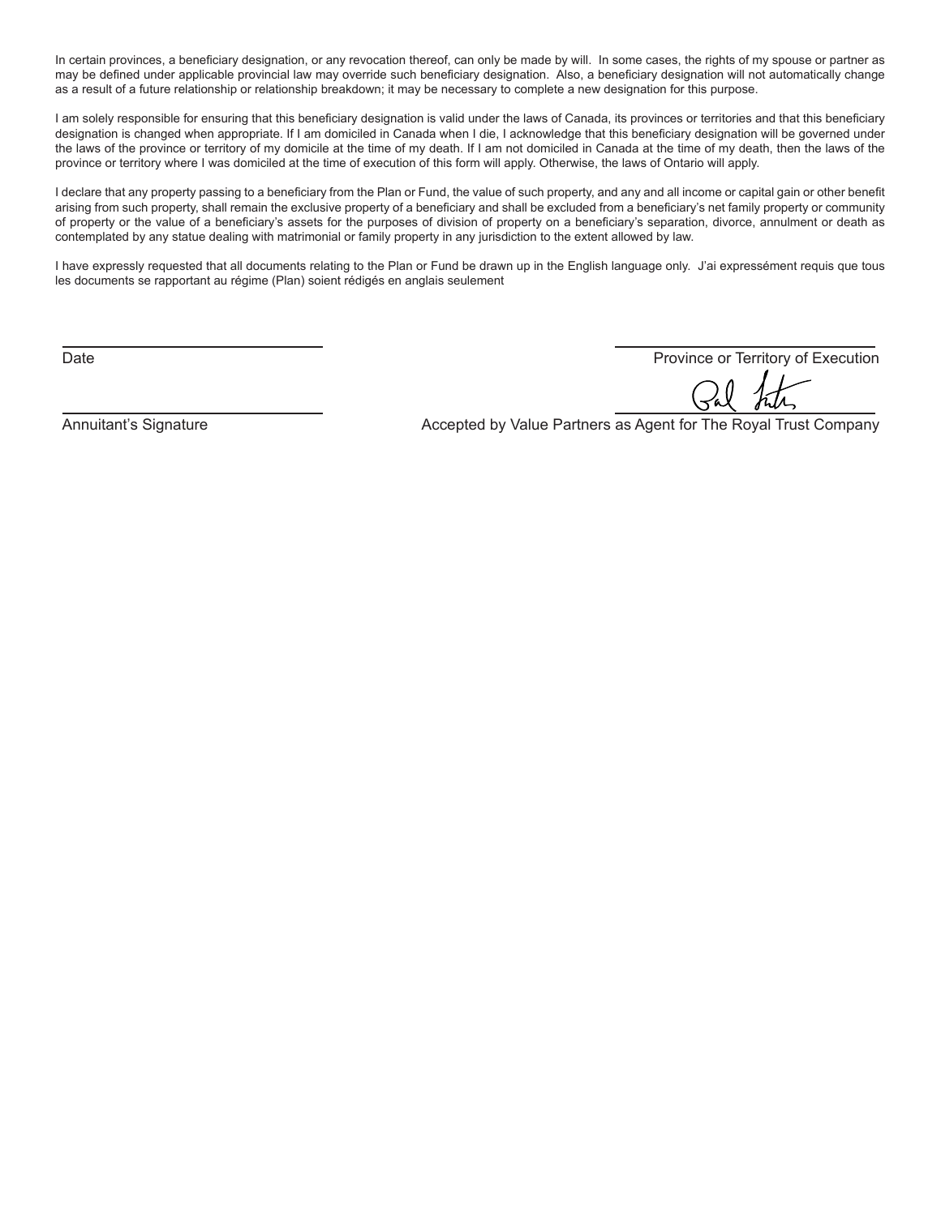In certain provinces, a beneficiary designation, or any revocation thereof, can only be made by will. In some cases, the rights of my spouse or partner as may be defined under applicable provincial law may override such beneficiary designation. Also, a beneficiary designation will not automatically change as a result of a future relationship or relationship breakdown; it may be necessary to complete a new designation for this purpose.

I am solely responsible for ensuring that this beneficiary designation is valid under the laws of Canada, its provinces or territories and that this beneficiary designation is changed when appropriate. If I am domiciled in Canada when I die, I acknowledge that this beneficiary designation will be governed under the laws of the province or territory of my domicile at the time of my death. If I am not domiciled in Canada at the time of my death, then the laws of the province or territory where I was domiciled at the time of execution of this form will apply. Otherwise, the laws of Ontario will apply.

I declare that any property passing to a beneficiary from the Plan or Fund, the value of such property, and any and all income or capital gain or other benefit arising from such property, shall remain the exclusive property of a beneficiary and shall be excluded from a beneficiary's net family property or community of property or the value of a beneficiary's assets for the purposes of division of property on a beneficiary's separation, divorce, annulment or death as contemplated by any statue dealing with matrimonial or family property in any jurisdiction to the extent allowed by law.

I have expressly requested that all documents relating to the Plan or Fund be drawn up in the English language only. J'ai expressément requis que tous les documents se rapportant au régime (Plan) soient rédigés en anglais seulement

Date

Province or Territory of Execution

Annuitant's Signature

Accepted by Value Partners as Agent for The Royal Trust Company